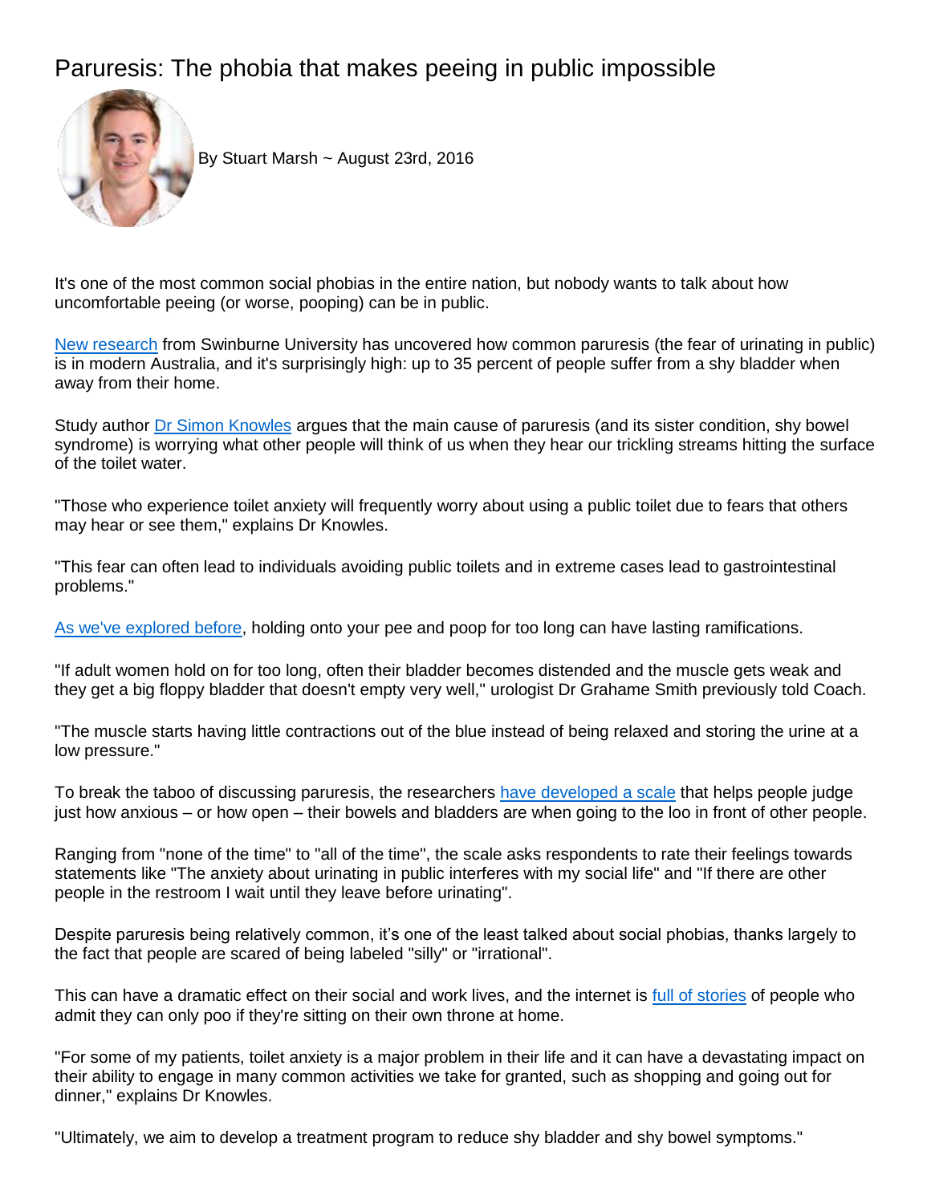# Paruresis: The phobia that makes peeing in public impossible

By Stuart Marsh ~ August 23rd, 2016

It's one of the most common social phobias in the entire nation, but nobody wants to talk about how uncomfortable peeing (or worse, pooping) can be in public.

[New research](#) from Swinburne University has uncovered how common paruresis (the fear of urinating in public) is in modern Australia, and it's surprisingly high: up to 35 percent of people suffer from a shy bladder when away from their home.

Study author [Dr Simon Knowles](#) argues that the main cause of paruresis (and its sister condition, shy bowel syndrome) is worrying what other people will think of us when they hear our trickling streams hitting the surface of the toilet water.

"Those who experience toilet anxiety will frequently worry about using a public toilet due to fears that others may hear or see them," explains Dr Knowles.

"This fear can often lead to individuals avoiding public toilets and in extreme cases lead to gastrointestinal problems."

[As we've explored before](#), holding onto your pee and poop for too long can have lasting ramifications.

"If adult women hold on for too long, often their bladder becomes distended and the muscle gets weak and they get a big floppy bladder that doesn't empty very well," urologist Dr Grahame Smith previously told Coach.

"The muscle starts having little contractions out of the blue instead of being relaxed and storing the urine at a low pressure."

To break the taboo of discussing paruresis, the researchers [have developed a scale](#) that helps people judge just how anxious – or how open – their bowels and bladders are when going to the loo in front of other people.

Ranging from "none of the time" to "all of the time", the scale asks respondents to rate their feelings towards statements like "The anxiety about urinating in public interferes with my social life" and "If there are other people in the restroom I wait until they leave before urinating".

Despite paruresis being relatively common, it's one of the least talked about social phobias, thanks largely to the fact that people are scared of being labeled "silly" or "irrational".

This can have a dramatic effect on their social and work lives, and the internet is [full of stories](#) of people who admit they can only poo if they're sitting on their own throne at home.

"For some of my patients, toilet anxiety is a major problem in their life and it can have a devastating impact on their ability to engage in many common activities we take for granted, such as shopping and going out for dinner," explains Dr Knowles.

"Ultimately, we aim to develop a treatment program to reduce shy bladder and shy bowel symptoms."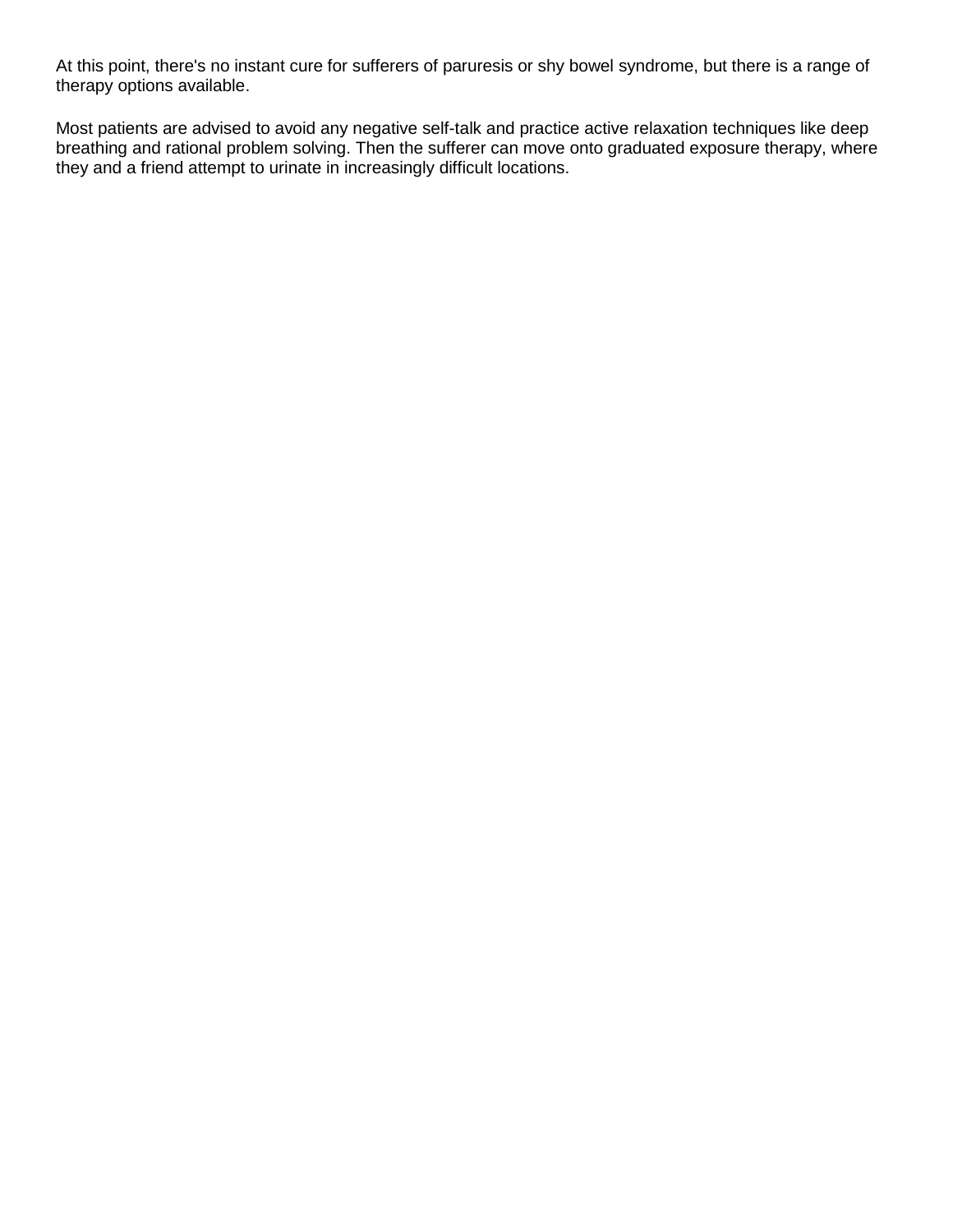At this point, there's no instant cure for sufferers of paruresis or shy bowel syndrome, but there is a range of therapy options available.

Most patients are advised to avoid any negative self-talk and practice active relaxation techniques like deep breathing and rational problem solving. Then the sufferer can move onto graduated exposure therapy, where they and a friend attempt to urinate in increasingly difficult locations.